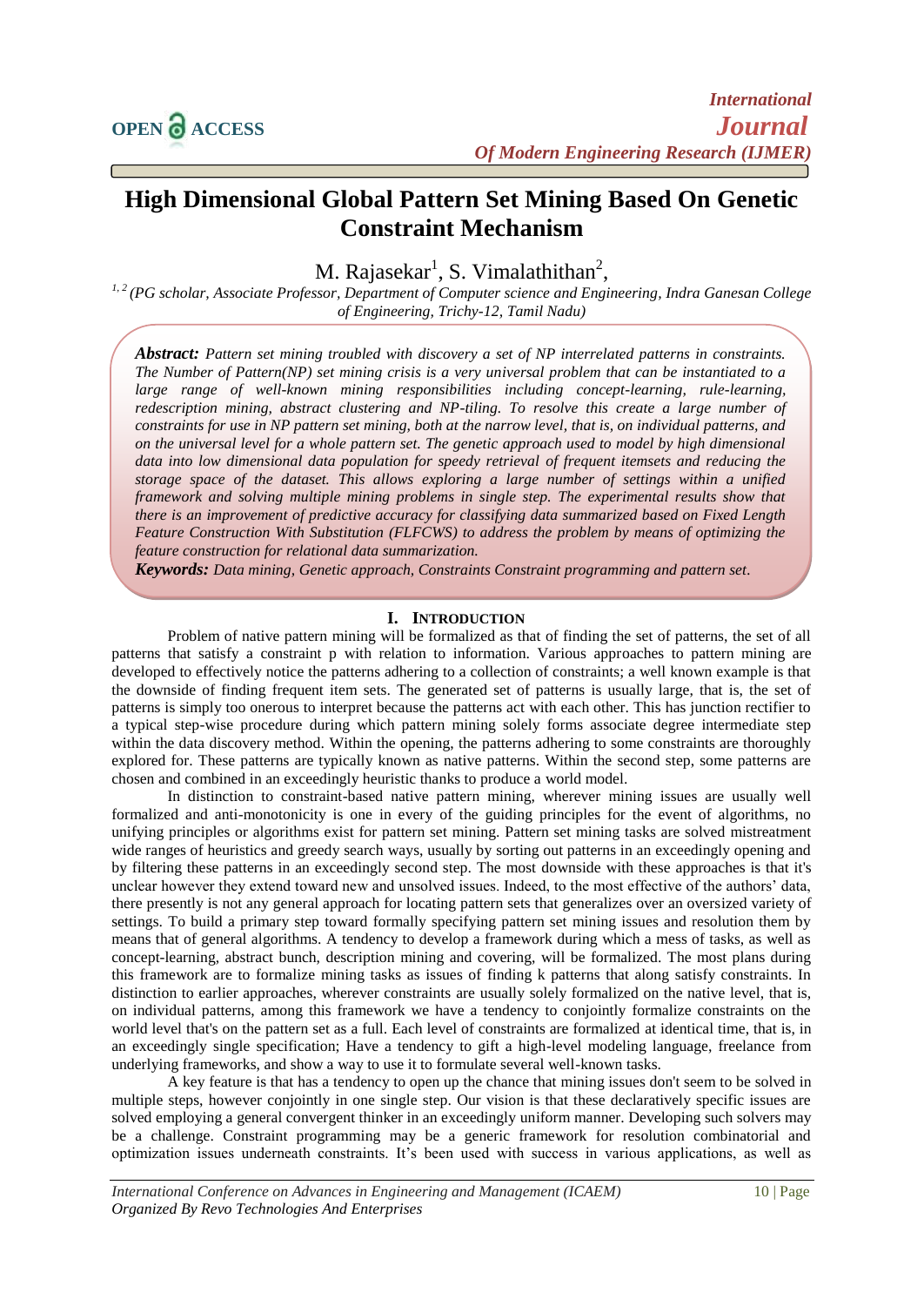# High Dimensional Global Pattern Set Mining Based On Genetic Constraint Mechanism

M. Rajasekar[1], S. Vimalathithan[2],

[1, 2] *(PG scholar, Associate Professor, Department of Computer science and Engineering, Indra Ganesan College of Engineering, Trichy-12, Tamil Nadu)*

***Abstract:*** *Pattern set mining troubled with discovery a set of NP interrelated patterns in constraints. The Number of Pattern(NP) set mining crisis is a very universal problem that can be instantiated to a large range of well-known mining responsibilities including concept-learning, rule-learning, redescription mining, abstract clustering and NP-tiling. To resolve this create a large number of constraints for use in NP pattern set mining, both at the narrow level, that is, on individual patterns, and on the universal level for a whole pattern set. The genetic approach used to model by high dimensional data into low dimensional data population for speedy retrieval of frequent itemsets and reducing the storage space of the dataset. This allows exploring a large number of settings within a unified framework and solving multiple mining problems in single step. The experimental results show that there is an improvement of predictive accuracy for classifying data summarized based on Fixed Length Feature Construction With Substitution (FLFCWS) to address the problem by means of optimizing the feature construction for relational data summarization.*

***Keywords:*** *Data mining, Genetic approach, Constraints Constraint programming and pattern set.*

## I. Introduction

Problem of native pattern mining will be formalized as that of finding the set of patterns, the set of all patterns that satisfy a constraint p with relation to information. Various approaches to pattern mining are developed to effectively notice the patterns adhering to a collection of constraints; a well known example is that the downside of finding frequent item sets. The generated set of patterns is usually large, that is, the set of patterns is simply too onerous to interpret because the patterns act with each other. This has junction rectifier to a typical step-wise procedure during which pattern mining solely forms associate degree intermediate step within the data discovery method. Within the opening, the patterns adhering to some constraints are thoroughly explored for. These patterns are typically known as native patterns. Within the second step, some patterns are chosen and combined in an exceedingly heuristic thanks to produce a world model.

In distinction to constraint-based native pattern mining, wherever mining issues are usually well formalized and anti-monotonicity is one in every of the guiding principles for the event of algorithms, no unifying principles or algorithms exist for pattern set mining. Pattern set mining tasks are solved mistreatment wide ranges of heuristics and greedy search ways, usually by sorting out patterns in an exceedingly opening and by filtering these patterns in an exceedingly second step. The most downside with these approaches is that it's unclear however they extend toward new and unsolved issues. Indeed, to the most effective of the authors' data, there presently is not any general approach for locating pattern sets that generalizes over an oversized variety of settings. To build a primary step toward formally specifying pattern set mining issues and resolution them by means that of general algorithms. A tendency to develop a framework during which a mess of tasks, as well as concept-learning, abstract bunch, description mining and covering, will be formalized. The most plans during this framework are to formalize mining tasks as issues of finding k patterns that along satisfy constraints. In distinction to earlier approaches, wherever constraints are usually solely formalized on the native level, that is, on individual patterns, among this framework we have a tendency to conjointly formalize constraints on the world level that's on the pattern set as a full. Each level of constraints are formalized at identical time, that is, in an exceedingly single specification; Have a tendency to gift a high-level modeling language, freelance from underlying frameworks, and show a way to use it to formulate several well-known tasks.

A key feature is that has a tendency to open up the chance that mining issues don't seem to be solved in multiple steps, however conjointly in one single step. Our vision is that these declaratively specific issues are solved employing a general convergent thinker in an exceedingly uniform manner. Developing such solvers may be a challenge. Constraint programming may be a generic framework for resolution combinatorial and optimization issues underneath constraints. It's been used with success in various applications, as well as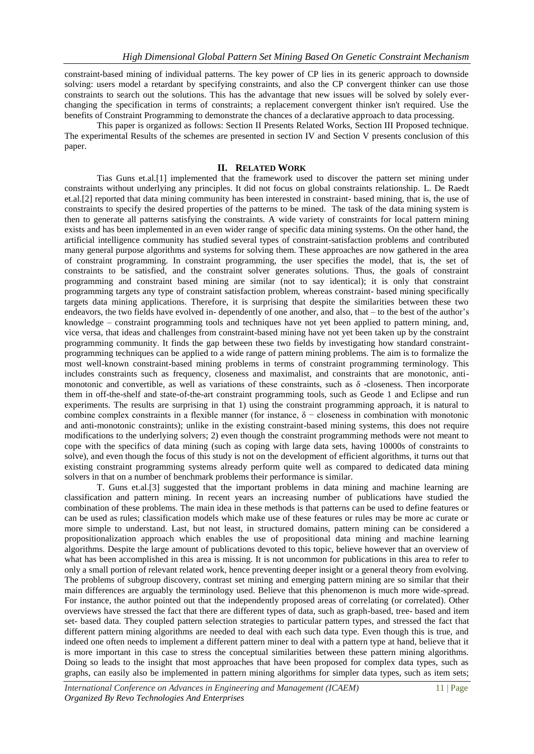constraint-based mining of individual patterns. The key power of CP lies in its generic approach to downside solving: users model a retardant by specifying constraints, and also the CP convergent thinker can use those constraints to search out the solutions. This has the advantage that new issues will be solved by solely ever-changing the specification in terms of constraints; a replacement convergent thinker isn't required. Use the benefits of Constraint Programming to demonstrate the chances of a declarative approach to data processing.

This paper is organized as follows: Section II Presents Related Works, Section III Proposed technique. The experimental Results of the schemes are presented in section IV and Section V presents conclusion of this paper.

## II. RELATED WORK

Tias Guns et.al.[1] implemented that the framework used to discover the pattern set mining under constraints without underlying any principles. It did not focus on global constraints relationship. L. De Raedt et.al.[2] reported that data mining community has been interested in constraint- based mining, that is, the use of constraints to specify the desired properties of the patterns to be mined. The task of the data mining system is then to generate all patterns satisfying the constraints. A wide variety of constraints for local pattern mining exists and has been implemented in an even wider range of specific data mining systems. On the other hand, the artificial intelligence community has studied several types of constraint-satisfaction problems and contributed many general purpose algorithms and systems for solving them. These approaches are now gathered in the area of constraint programming. In constraint programming, the user specifies the model, that is, the set of constraints to be satisfied, and the constraint solver generates solutions. Thus, the goals of constraint programming and constraint based mining are similar (not to say identical); it is only that constraint programming targets any type of constraint satisfaction problem, whereas constraint- based mining specifically targets data mining applications. Therefore, it is surprising that despite the similarities between these two endeavors, the two fields have evolved in- dependently of one another, and also, that – to the best of the author's knowledge – constraint programming tools and techniques have not yet been applied to pattern mining, and, vice versa, that ideas and challenges from constraint-based mining have not yet been taken up by the constraint programming community. It finds the gap between these two fields by investigating how standard constraint-programming techniques can be applied to a wide range of pattern mining problems. The aim is to formalize the most well-known constraint-based mining problems in terms of constraint programming terminology. This includes constraints such as frequency, closeness and maximalist, and constraints that are monotonic, anti-monotonic and convertible, as well as variations of these constraints, such as δ -closeness. Then incorporate them in off-the-shelf and state-of-the-art constraint programming tools, such as Geode 1 and Eclipse and run experiments. The results are surprising in that 1) using the constraint programming approach, it is natural to combine complex constraints in a flexible manner (for instance, δ − closeness in combination with monotonic and anti-monotonic constraints); unlike in the existing constraint-based mining systems, this does not require modifications to the underlying solvers; 2) even though the constraint programming methods were not meant to cope with the specifics of data mining (such as coping with large data sets, having 10000s of constraints to solve), and even though the focus of this study is not on the development of efficient algorithms, it turns out that existing constraint programming systems already perform quite well as compared to dedicated data mining solvers in that on a number of benchmark problems their performance is similar.

T. Guns et.al.[3] suggested that the important problems in data mining and machine learning are classification and pattern mining. In recent years an increasing number of publications have studied the combination of these problems. The main idea in these methods is that patterns can be used to define features or can be used as rules; classification models which make use of these features or rules may be more ac curate or more simple to understand. Last, but not least, in structured domains, pattern mining can be considered a propositionalization approach which enables the use of propositional data mining and machine learning algorithms. Despite the large amount of publications devoted to this topic, believe however that an overview of what has been accomplished in this area is missing. It is not uncommon for publications in this area to refer to only a small portion of relevant related work, hence preventing deeper insight or a general theory from evolving. The problems of subgroup discovery, contrast set mining and emerging pattern mining are so similar that their main differences are arguably the terminology used. Believe that this phenomenon is much more wide-spread. For instance, the author pointed out that the independently proposed areas of correlating (or correlated). Other overviews have stressed the fact that there are different types of data, such as graph-based, tree- based and item set- based data. They coupled pattern selection strategies to particular pattern types, and stressed the fact that different pattern mining algorithms are needed to deal with each such data type. Even though this is true, and indeed one often needs to implement a different pattern miner to deal with a pattern type at hand, believe that it is more important in this case to stress the conceptual similarities between these pattern mining algorithms. Doing so leads to the insight that most approaches that have been proposed for complex data types, such as graphs, can easily also be implemented in pattern mining algorithms for simpler data types, such as item sets;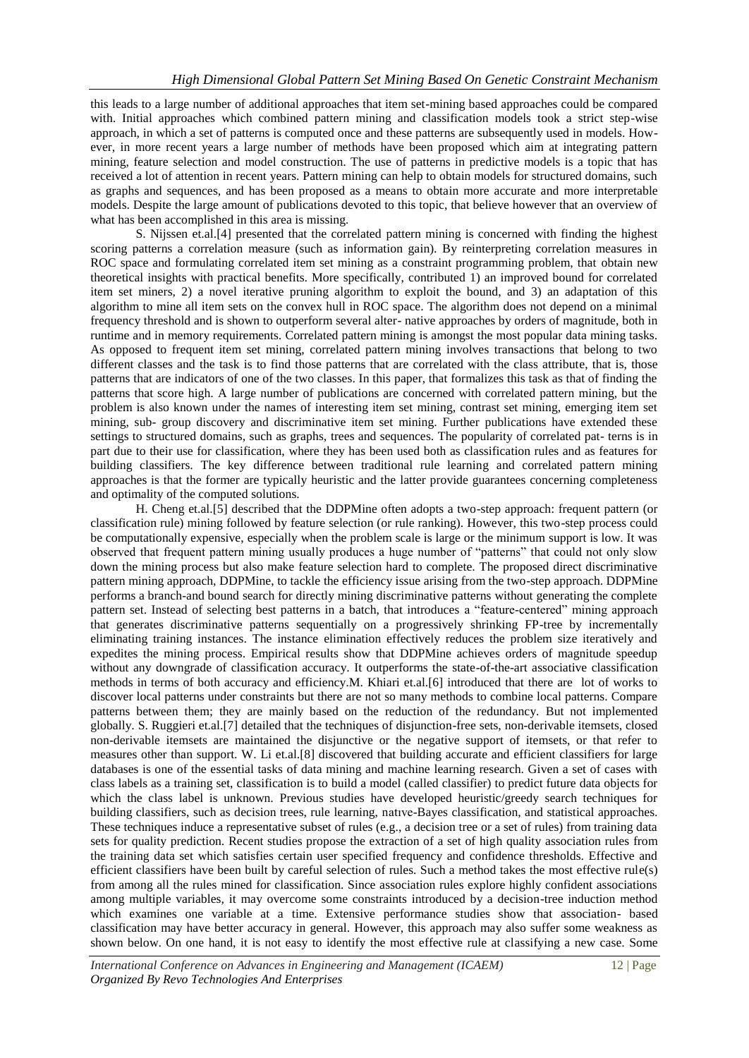this leads to a large number of additional approaches that item set-mining based approaches could be compared with. Initial approaches which combined pattern mining and classification models took a strict step-wise approach, in which a set of patterns is computed once and these patterns are subsequently used in models. However, in more recent years a large number of methods have been proposed which aim at integrating pattern mining, feature selection and model construction. The use of patterns in predictive models is a topic that has received a lot of attention in recent years. Pattern mining can help to obtain models for structured domains, such as graphs and sequences, and has been proposed as a means to obtain more accurate and more interpretable models. Despite the large amount of publications devoted to this topic, that believe however that an overview of what has been accomplished in this area is missing.

S. Nijssen et.al.[4] presented that the correlated pattern mining is concerned with finding the highest scoring patterns a correlation measure (such as information gain). By reinterpreting correlation measures in ROC space and formulating correlated item set mining as a constraint programming problem, that obtain new theoretical insights with practical benefits. More specifically, contributed 1) an improved bound for correlated item set miners, 2) a novel iterative pruning algorithm to exploit the bound, and 3) an adaptation of this algorithm to mine all item sets on the convex hull in ROC space. The algorithm does not depend on a minimal frequency threshold and is shown to outperform several alter- native approaches by orders of magnitude, both in runtime and in memory requirements. Correlated pattern mining is amongst the most popular data mining tasks. As opposed to frequent item set mining, correlated pattern mining involves transactions that belong to two different classes and the task is to find those patterns that are correlated with the class attribute, that is, those patterns that are indicators of one of the two classes. In this paper, that formalizes this task as that of finding the patterns that score high. A large number of publications are concerned with correlated pattern mining, but the problem is also known under the names of interesting item set mining, contrast set mining, emerging item set mining, sub- group discovery and discriminative item set mining. Further publications have extended these settings to structured domains, such as graphs, trees and sequences. The popularity of correlated pat- terns is in part due to their use for classification, where they has been used both as classification rules and as features for building classifiers. The key difference between traditional rule learning and correlated pattern mining approaches is that the former are typically heuristic and the latter provide guarantees concerning completeness and optimality of the computed solutions.

H. Cheng et.al.[5] described that the DDPMine often adopts a two-step approach: frequent pattern (or classification rule) mining followed by feature selection (or rule ranking). However, this two-step process could be computationally expensive, especially when the problem scale is large or the minimum support is low. It was observed that frequent pattern mining usually produces a huge number of "patterns" that could not only slow down the mining process but also make feature selection hard to complete. The proposed direct discriminative pattern mining approach, DDPMine, to tackle the efficiency issue arising from the two-step approach. DDPMine performs a branch-and bound search for directly mining discriminative patterns without generating the complete pattern set. Instead of selecting best patterns in a batch, that introduces a "feature-centered" mining approach that generates discriminative patterns sequentially on a progressively shrinking FP-tree by incrementally eliminating training instances. The instance elimination effectively reduces the problem size iteratively and expedites the mining process. Empirical results show that DDPMine achieves orders of magnitude speedup without any downgrade of classification accuracy. It outperforms the state-of-the-art associative classification methods in terms of both accuracy and efficiency.M. Khiari et.al.[6] introduced that there are lot of works to discover local patterns under constraints but there are not so many methods to combine local patterns. Compare patterns between them; they are mainly based on the reduction of the redundancy. But not implemented globally. S. Ruggieri et.al.[7] detailed that the techniques of disjunction-free sets, non-derivable itemsets, closed non-derivable itemsets are maintained the disjunctive or the negative support of itemsets, or that refer to measures other than support. W. Li et.al.[8] discovered that building accurate and efficient classifiers for large databases is one of the essential tasks of data mining and machine learning research. Given a set of cases with class labels as a training set, classification is to build a model (called classifier) to predict future data objects for which the class label is unknown. Previous studies have developed heuristic/greedy search techniques for building classifiers, such as decision trees, rule learning, natıve-Bayes classification, and statistical approaches. These techniques induce a representative subset of rules (e.g., a decision tree or a set of rules) from training data sets for quality prediction. Recent studies propose the extraction of a set of high quality association rules from the training data set which satisfies certain user specified frequency and confidence thresholds. Effective and efficient classifiers have been built by careful selection of rules. Such a method takes the most effective rule(s) from among all the rules mined for classification. Since association rules explore highly confident associations among multiple variables, it may overcome some constraints introduced by a decision-tree induction method which examines one variable at a time. Extensive performance studies show that association- based classification may have better accuracy in general. However, this approach may also suffer some weakness as shown below. On one hand, it is not easy to identify the most effective rule at classifying a new case. Some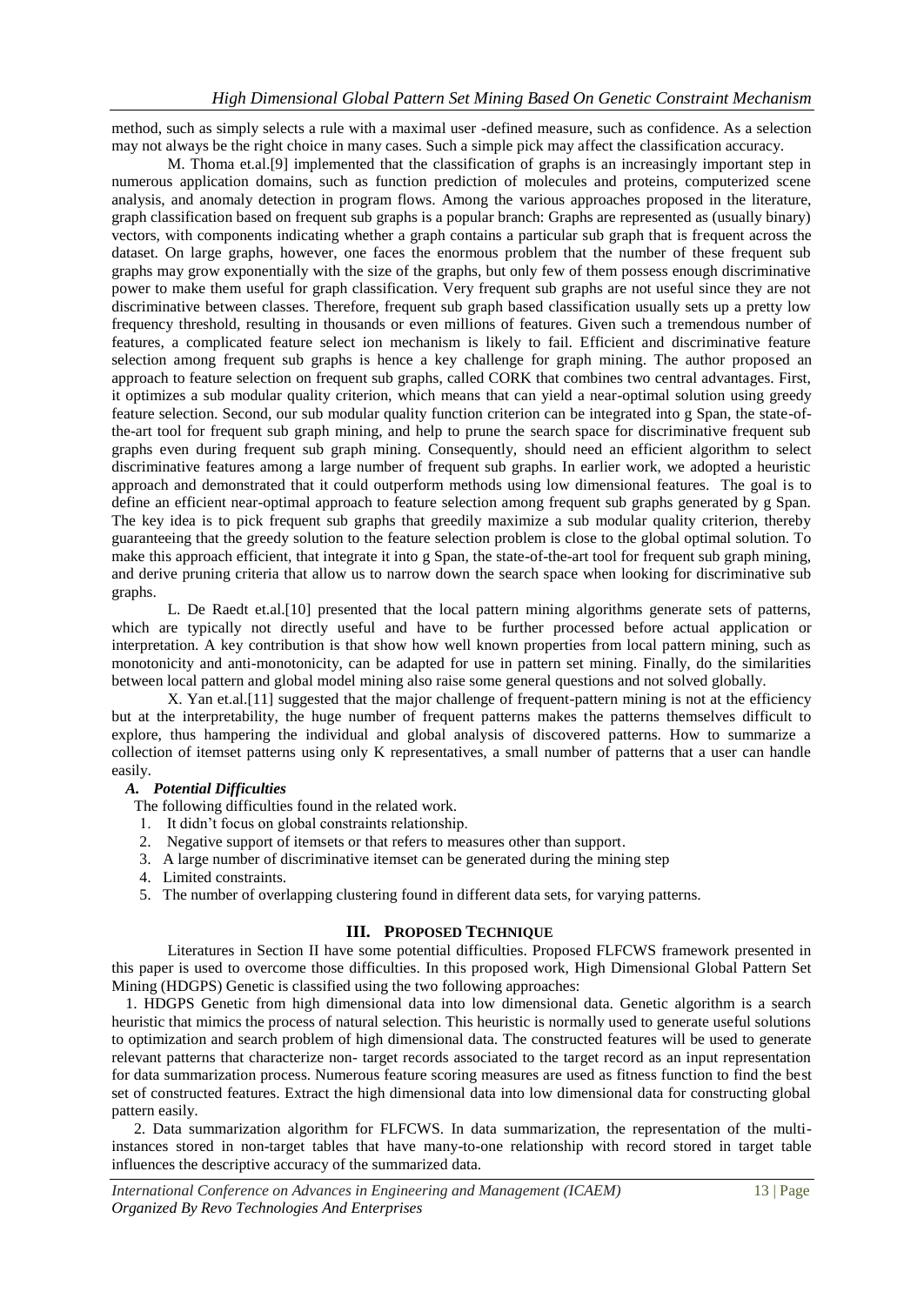method, such as simply selects a rule with a maximal user -defined measure, such as confidence. As a selection may not always be the right choice in many cases. Such a simple pick may affect the classification accuracy.

M. Thoma et.al.[9] implemented that the classification of graphs is an increasingly important step in numerous application domains, such as function prediction of molecules and proteins, computerized scene analysis, and anomaly detection in program flows. Among the various approaches proposed in the literature, graph classification based on frequent sub graphs is a popular branch: Graphs are represented as (usually binary) vectors, with components indicating whether a graph contains a particular sub graph that is frequent across the dataset. On large graphs, however, one faces the enormous problem that the number of these frequent sub graphs may grow exponentially with the size of the graphs, but only few of them possess enough discriminative power to make them useful for graph classification. Very frequent sub graphs are not useful since they are not discriminative between classes. Therefore, frequent sub graph based classification usually sets up a pretty low frequency threshold, resulting in thousands or even millions of features. Given such a tremendous number of features, a complicated feature select ion mechanism is likely to fail. Efficient and discriminative feature selection among frequent sub graphs is hence a key challenge for graph mining. The author proposed an approach to feature selection on frequent sub graphs, called CORK that combines two central advantages. First, it optimizes a sub modular quality criterion, which means that can yield a near-optimal solution using greedy feature selection. Second, our sub modular quality function criterion can be integrated into g Span, the state-of-the-art tool for frequent sub graph mining, and help to prune the search space for discriminative frequent sub graphs even during frequent sub graph mining. Consequently, should need an efficient algorithm to select discriminative features among a large number of frequent sub graphs. In earlier work, we adopted a heuristic approach and demonstrated that it could outperform methods using low dimensional features. The goal is to define an efficient near-optimal approach to feature selection among frequent sub graphs generated by g Span. The key idea is to pick frequent sub graphs that greedily maximize a sub modular quality criterion, thereby guaranteeing that the greedy solution to the feature selection problem is close to the global optimal solution. To make this approach efficient, that integrate it into g Span, the state-of-the-art tool for frequent sub graph mining, and derive pruning criteria that allow us to narrow down the search space when looking for discriminative sub graphs.

L. De Raedt et.al.[10] presented that the local pattern mining algorithms generate sets of patterns, which are typically not directly useful and have to be further processed before actual application or interpretation. A key contribution is that show how well known properties from local pattern mining, such as monotonicity and anti-monotonicity, can be adapted for use in pattern set mining. Finally, do the similarities between local pattern and global model mining also raise some general questions and not solved globally.

X. Yan et.al.[11] suggested that the major challenge of frequent-pattern mining is not at the efficiency but at the interpretability, the huge number of frequent patterns makes the patterns themselves difficult to explore, thus hampering the individual and global analysis of discovered patterns. How to summarize a collection of itemset patterns using only K representatives, a small number of patterns that a user can handle easily.

### *A. Potential Difficulties*

The following difficulties found in the related work.

1. It didn't focus on global constraints relationship.
2. Negative support of itemsets or that refers to measures other than support.
3. A large number of discriminative itemset can be generated during the mining step
4. Limited constraints.
5. The number of overlapping clustering found in different data sets, for varying patterns.

## III. PROPOSED TECHNIQUE

Literatures in Section II have some potential difficulties. Proposed FLFCWS framework presented in this paper is used to overcome those difficulties. In this proposed work, High Dimensional Global Pattern Set Mining (HDGPS) Genetic is classified using the two following approaches:

1. HDGPS Genetic from high dimensional data into low dimensional data. Genetic algorithm is a search heuristic that mimics the process of natural selection. This heuristic is normally used to generate useful solutions to optimization and search problem of high dimensional data. The constructed features will be used to generate relevant patterns that characterize non- target records associated to the target record as an input representation for data summarization process. Numerous feature scoring measures are used as fitness function to find the best set of constructed features. Extract the high dimensional data into low dimensional data for constructing global pattern easily.

2. Data summarization algorithm for FLFCWS. In data summarization, the representation of the multi-instances stored in non-target tables that have many-to-one relationship with record stored in target table influences the descriptive accuracy of the summarized data.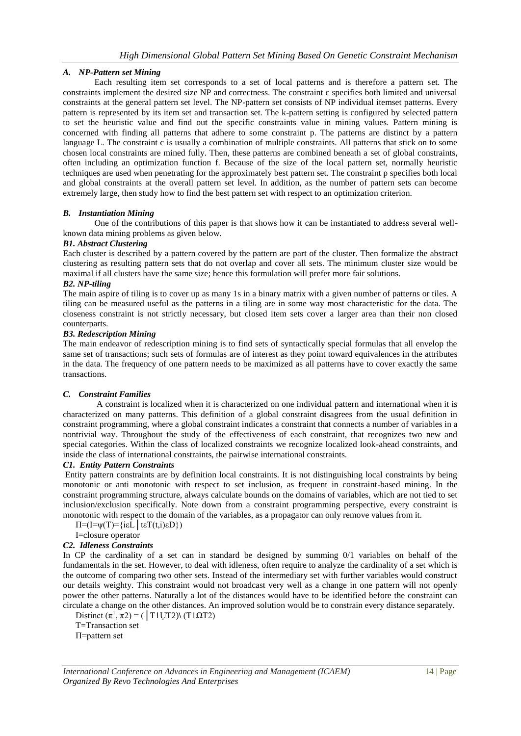### *A. NP-Pattern set Mining*

Each resulting item set corresponds to a set of local patterns and is therefore a pattern set. The constraints implement the desired size NP and correctness. The constraint c specifies both limited and universal constraints at the general pattern set level. The NP-pattern set consists of NP individual itemset patterns. Every pattern is represented by its item set and transaction set. The k-pattern setting is configured by selected pattern to set the heuristic value and find out the specific constraints value in mining values. Pattern mining is concerned with finding all patterns that adhere to some constraint p. The patterns are distinct by a pattern language L. The constraint c is usually a combination of multiple constraints. All patterns that stick on to some chosen local constraints are mined fully. Then, these patterns are combined beneath a set of global constraints, often including an optimization function f. Because of the size of the local pattern set, normally heuristic techniques are used when penetrating for the approximately best pattern set. The constraint p specifies both local and global constraints at the overall pattern set level. In addition, as the number of pattern sets can become extremely large, then study how to find the best pattern set with respect to an optimization criterion.

### *B. Instantiation Mining*

One of the contributions of this paper is that shows how it can be instantiated to address several well-known data mining problems as given below.

#### *B1. Abstract Clustering*

Each cluster is described by a pattern covered by the pattern are part of the cluster. Then formalize the abstract clustering as resulting pattern sets that do not overlap and cover all sets. The minimum cluster size would be maximal if all clusters have the same size; hence this formulation will prefer more fair solutions.

#### *B2. NP-tiling*

The main aspire of tiling is to cover up as many 1s in a binary matrix with a given number of patterns or tiles. A tiling can be measured useful as the patterns in a tiling are in some way most characteristic for the data. The closeness constraint is not strictly necessary, but closed item sets cover a larger area than their non closed counterparts.

#### *B3. Redescription Mining*

The main endeavor of redescription mining is to find sets of syntactically special formulas that all envelop the same set of transactions; such sets of formulas are of interest as they point toward equivalences in the attributes in the data. The frequency of one pattern needs to be maximized as all patterns have to cover exactly the same transactions.

### *C. Constraint Families*

A constraint is localized when it is characterized on one individual pattern and international when it is characterized on many patterns. This definition of a global constraint disagrees from the usual definition in constraint programming, where a global constraint indicates a constraint that connects a number of variables in a nontrivial way. Throughout the study of the effectiveness of each constraint, that recognizes two new and special categories. Within the class of localized constraints we recognize localized look-ahead constraints, and inside the class of international constraints, the pairwise international constraints.

#### *C1. Entity Pattern Constraints*

Entity pattern constraints are by definition local constraints. It is not distinguishing local constraints by being monotonic or anti monotonic with respect to set inclusion, as frequent in constraint-based mining. In the constraint programming structure, always calculate bounds on the domains of variables, which are not tied to set inclusion/exclusion specifically. Note down from a constraint programming perspective, every constraint is monotonic with respect to the domain of the variables, as a propagator can only remove values from it.

$\Pi=(I=\psi(T)=\{i\varepsilon L \mid t\varepsilon T(t,i)\varepsilon D\})$

I=closure operator

#### *C2. Idleness Constraints*

In CP the cardinality of a set can in standard be designed by summing 0/1 variables on behalf of the fundamentals in the set. However, to deal with idleness, often require to analyze the cardinality of a set which is the outcome of comparing two other sets. Instead of the intermediary set with further variables would construct our details weighty. This constraint would not broadcast very well as a change in one pattern will not openly power the other patterns. Naturally a lot of the distances would have to be identified before the constraint can circulate a change on the other distances. An improved solution would be to constrain every distance separately.

Distinct $(\pi^1, \pi 2) = (\mid T1 \cup T2) \setminus (T1 \Omega T2)$

T=Transaction set

Π=pattern set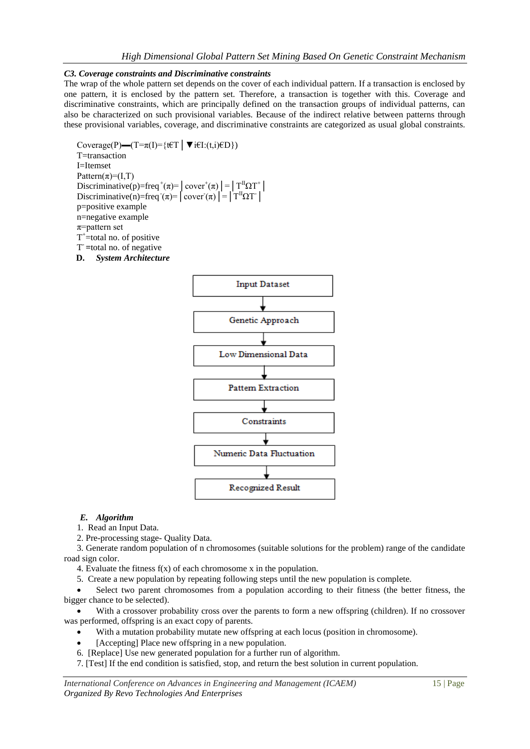### *C3. Coverage constraints and Discriminative constraints*

The wrap of the whole pattern set depends on the cover of each individual pattern. If a transaction is enclosed by one pattern, it is enclosed by the pattern set. Therefore, a transaction is together with this. Coverage and discriminative constraints, which are principally defined on the transaction groups of individual patterns, can also be characterized on such provisional variables. Because of the indirect relative between patterns through these provisional variables, coverage, and discriminative constraints are categorized as usual global constraints.

Coverage(P)—(T=$\pi$(I)={t€T │▼i€I:(t,i)€D})

T=transaction

I=Itemset

Pattern($\pi$)=(I,T)

Discriminative(p)=freq$^{+}$($\pi$)=│cover$^{+}$($\pi$)│=│$T^{II}\Omega T^{+}$│

Discriminative(n)=freq$^{-}$($\pi$)=│cover$^{-}$($\pi$)│=│$T^{II}\Omega T^{-}$│

p=positive example

n=negative example

$\pi$=pattern set

$T^{+}$=total no. of positive

$T^{-}$=total no. of negative

### D. *System Architecture*

Input Dataset → Genetic Approach → Low Dimensional Data → Pattern Extraction → Constraints → Numeric Data Fluctuation → Recognized Result

### *E. Algorithm*

1. Read an Input Data.
2. Pre-processing stage- Quality Data.
3. Generate random population of n chromosomes (suitable solutions for the problem) range of the candidate road sign color.
4. Evaluate the fitness f(x) of each chromosome x in the population.
5. Create a new population by repeating following steps until the new population is complete.
   - Select two parent chromosomes from a population according to their fitness (the better fitness, the bigger chance to be selected).
   - With a crossover probability cross over the parents to form a new offspring (children). If no crossover was performed, offspring is an exact copy of parents.
   - With a mutation probability mutate new offspring at each locus (position in chromosome).
   - [Accepting] Place new offspring in a new population.
6. [Replace] Use new generated population for a further run of algorithm.
7. [Test] If the end condition is satisfied, stop, and return the best solution in current population.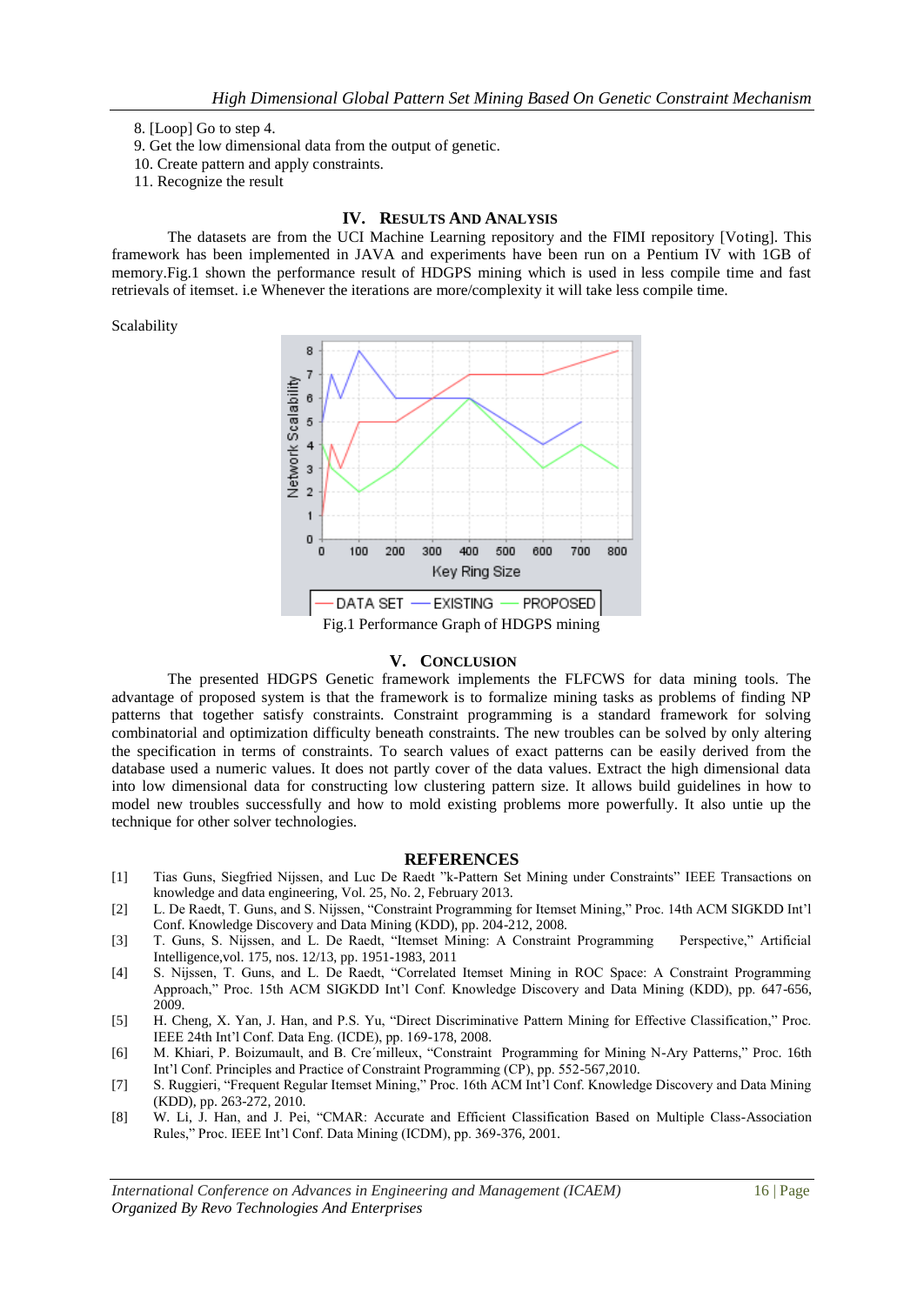8. [Loop] Go to step 4.
9. Get the low dimensional data from the output of genetic.
10. Create pattern and apply constraints.
11. Recognize the result

## IV. Results And Analysis

The datasets are from the UCI Machine Learning repository and the FIMI repository [Voting]. This framework has been implemented in JAVA and experiments have been run on a Pentium IV with 1GB of memory.Fig.1 shown the performance result of HDGPS mining which is used in less compile time and fast retrievals of itemset. i.e Whenever the iterations are more/complexity it will take less compile time.

Scalability

Fig.1 Performance Graph of HDGPS mining

## V. Conclusion

The presented HDGPS Genetic framework implements the FLFCWS for data mining tools. The advantage of proposed system is that the framework is to formalize mining tasks as problems of finding NP patterns that together satisfy constraints. Constraint programming is a standard framework for solving combinatorial and optimization difficulty beneath constraints. The new troubles can be solved by only altering the specification in terms of constraints. To search values of exact patterns can be easily derived from the database used a numeric values. It does not partly cover of the data values. Extract the high dimensional data into low dimensional data for constructing low clustering pattern size. It allows build guidelines in how to model new troubles successfully and how to mold existing problems more powerfully. It also untie up the technique for other solver technologies.

## REFERENCES

[1] Tias Guns, Siegfried Nijssen, and Luc De Raedt "k-Pattern Set Mining under Constraints" IEEE Transactions on knowledge and data engineering, Vol. 25, No. 2, February 2013.

[2] L. De Raedt, T. Guns, and S. Nijssen, "Constraint Programming for Itemset Mining," Proc. 14th ACM SIGKDD Int'l Conf. Knowledge Discovery and Data Mining (KDD), pp. 204-212, 2008.

[3] T. Guns, S. Nijssen, and L. De Raedt, "Itemset Mining: A Constraint Programming Perspective," Artificial Intelligence,vol. 175, nos. 12/13, pp. 1951-1983, 2011

[4] S. Nijssen, T. Guns, and L. De Raedt, "Correlated Itemset Mining in ROC Space: A Constraint Programming Approach," Proc. 15th ACM SIGKDD Int'l Conf. Knowledge Discovery and Data Mining (KDD), pp. 647-656, 2009.

[5] H. Cheng, X. Yan, J. Han, and P.S. Yu, "Direct Discriminative Pattern Mining for Effective Classification," Proc. IEEE 24th Int'l Conf. Data Eng. (ICDE), pp. 169-178, 2008.

[6] M. Khiari, P. Boizumault, and B. Cre´milleux, "Constraint Programming for Mining N-Ary Patterns," Proc. 16th Int'l Conf. Principles and Practice of Constraint Programming (CP), pp. 552-567,2010.

[7] S. Ruggieri, "Frequent Regular Itemset Mining," Proc. 16th ACM Int'l Conf. Knowledge Discovery and Data Mining (KDD), pp. 263-272, 2010.

[8] W. Li, J. Han, and J. Pei, "CMAR: Accurate and Efficient Classification Based on Multiple Class-Association Rules," Proc. IEEE Int'l Conf. Data Mining (ICDM), pp. 369-376, 2001.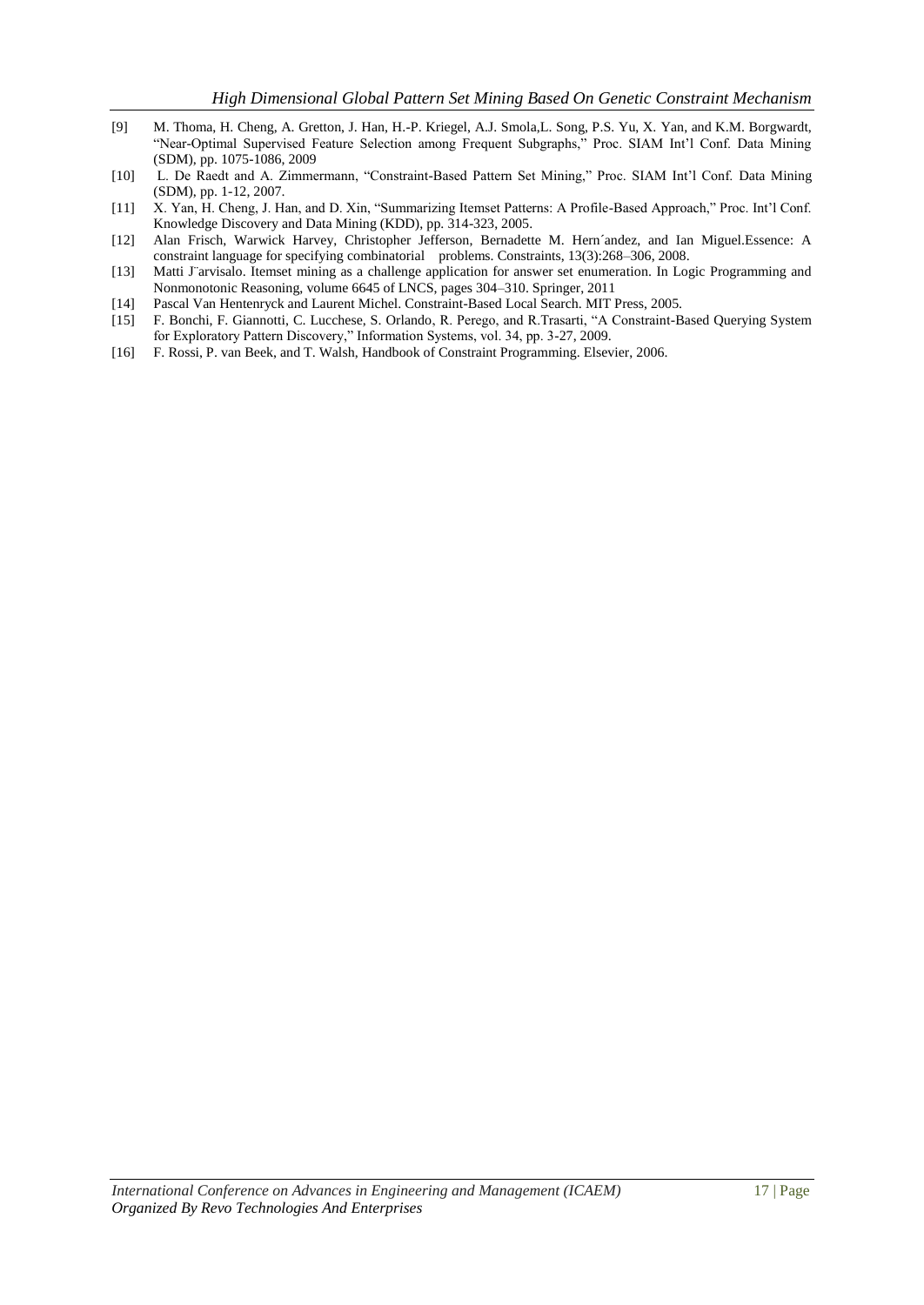[9] M. Thoma, H. Cheng, A. Gretton, J. Han, H.-P. Kriegel, A.J. Smola,L. Song, P.S. Yu, X. Yan, and K.M. Borgwardt, "Near-Optimal Supervised Feature Selection among Frequent Subgraphs," Proc. SIAM Int'l Conf. Data Mining (SDM), pp. 1075-1086, 2009

[10] L. De Raedt and A. Zimmermann, "Constraint-Based Pattern Set Mining," Proc. SIAM Int'l Conf. Data Mining (SDM), pp. 1-12, 2007.

[11] X. Yan, H. Cheng, J. Han, and D. Xin, "Summarizing Itemset Patterns: A Profile-Based Approach," Proc. Int'l Conf. Knowledge Discovery and Data Mining (KDD), pp. 314-323, 2005.

[12] Alan Frisch, Warwick Harvey, Christopher Jefferson, Bernadette M. Hern´andez, and Ian Miguel.Essence: A constraint language for specifying combinatorial problems. Constraints, 13(3):268–306, 2008.

[13] Matti J¨arvisalo. Itemset mining as a challenge application for answer set enumeration. In Logic Programming and Nonmonotonic Reasoning, volume 6645 of LNCS, pages 304–310. Springer, 2011

[14] Pascal Van Hentenryck and Laurent Michel. Constraint-Based Local Search. MIT Press, 2005.

[15] F. Bonchi, F. Giannotti, C. Lucchese, S. Orlando, R. Perego, and R.Trasarti, "A Constraint-Based Querying System for Exploratory Pattern Discovery," Information Systems, vol. 34, pp. 3-27, 2009.

[16] F. Rossi, P. van Beek, and T. Walsh, Handbook of Constraint Programming. Elsevier, 2006.